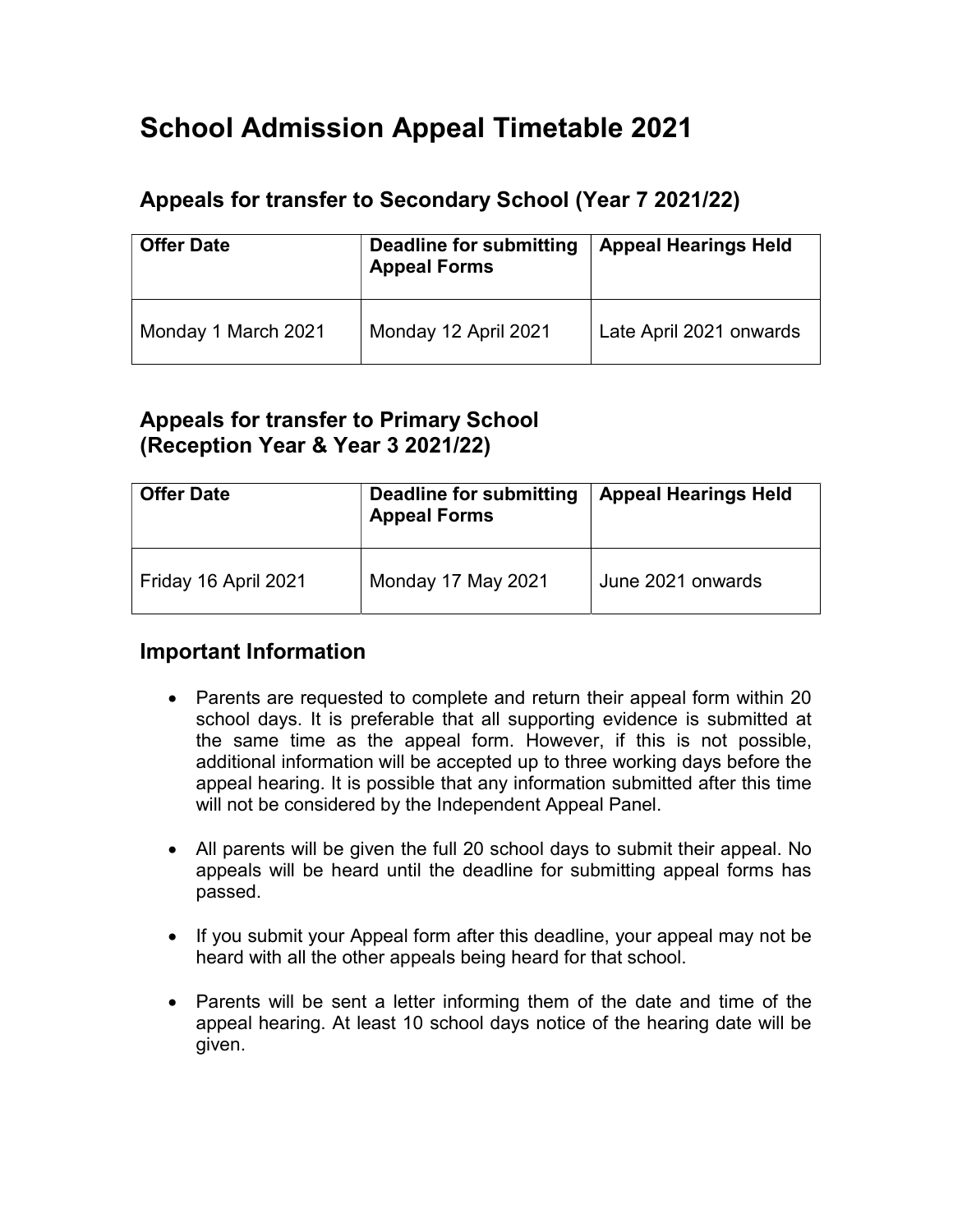# School Admission Appeal Timetable 2021

## Appeals for transfer to Secondary School (Year 7 2021/22)

| Offer Date | Deadline for submitting Appeal Forms | Appeal Hearings Held |
|---|---|---|
| Monday 1 March 2021 | Monday 12 April 2021 | Late April 2021 onwards |

## Appeals for transfer to Primary School (Reception Year & Year 3 2021/22)

| Offer Date | Deadline for submitting Appeal Forms | Appeal Hearings Held |
|---|---|---|
| Friday 16 April 2021 | Monday 17 May 2021 | June 2021 onwards |

## Important Information

- Parents are requested to complete and return their appeal form within 20 school days. It is preferable that all supporting evidence is submitted at the same time as the appeal form. However, if this is not possible, additional information will be accepted up to three working days before the appeal hearing. It is possible that any information submitted after this time will not be considered by the Independent Appeal Panel.

- All parents will be given the full 20 school days to submit their appeal. No appeals will be heard until the deadline for submitting appeal forms has passed.

- If you submit your Appeal form after this deadline, your appeal may not be heard with all the other appeals being heard for that school.

- Parents will be sent a letter informing them of the date and time of the appeal hearing. At least 10 school days notice of the hearing date will be given.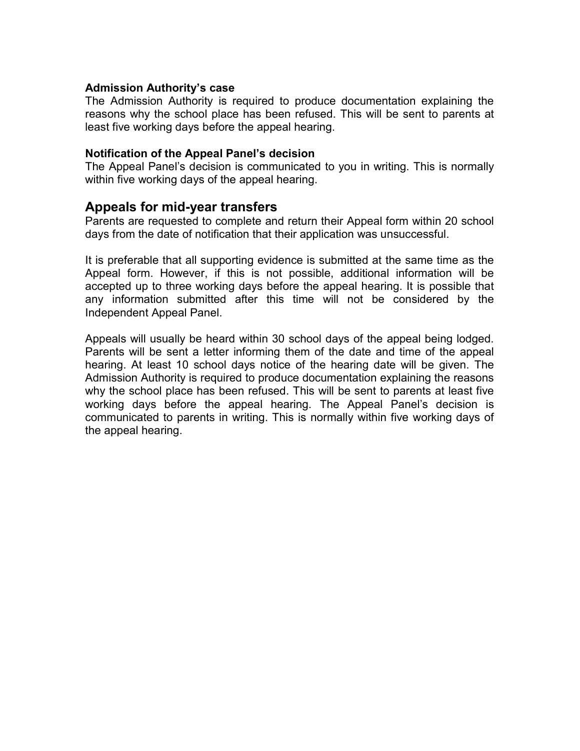**Admission Authority's case**

The Admission Authority is required to produce documentation explaining the reasons why the school place has been refused. This will be sent to parents at least five working days before the appeal hearing.

**Notification of the Appeal Panel's decision**

The Appeal Panel's decision is communicated to you in writing. This is normally within five working days of the appeal hearing.

## Appeals for mid-year transfers

Parents are requested to complete and return their Appeal form within 20 school days from the date of notification that their application was unsuccessful.

It is preferable that all supporting evidence is submitted at the same time as the Appeal form. However, if this is not possible, additional information will be accepted up to three working days before the appeal hearing. It is possible that any information submitted after this time will not be considered by the Independent Appeal Panel.

Appeals will usually be heard within 30 school days of the appeal being lodged. Parents will be sent a letter informing them of the date and time of the appeal hearing. At least 10 school days notice of the hearing date will be given. The Admission Authority is required to produce documentation explaining the reasons why the school place has been refused. This will be sent to parents at least five working days before the appeal hearing. The Appeal Panel's decision is communicated to parents in writing. This is normally within five working days of the appeal hearing.